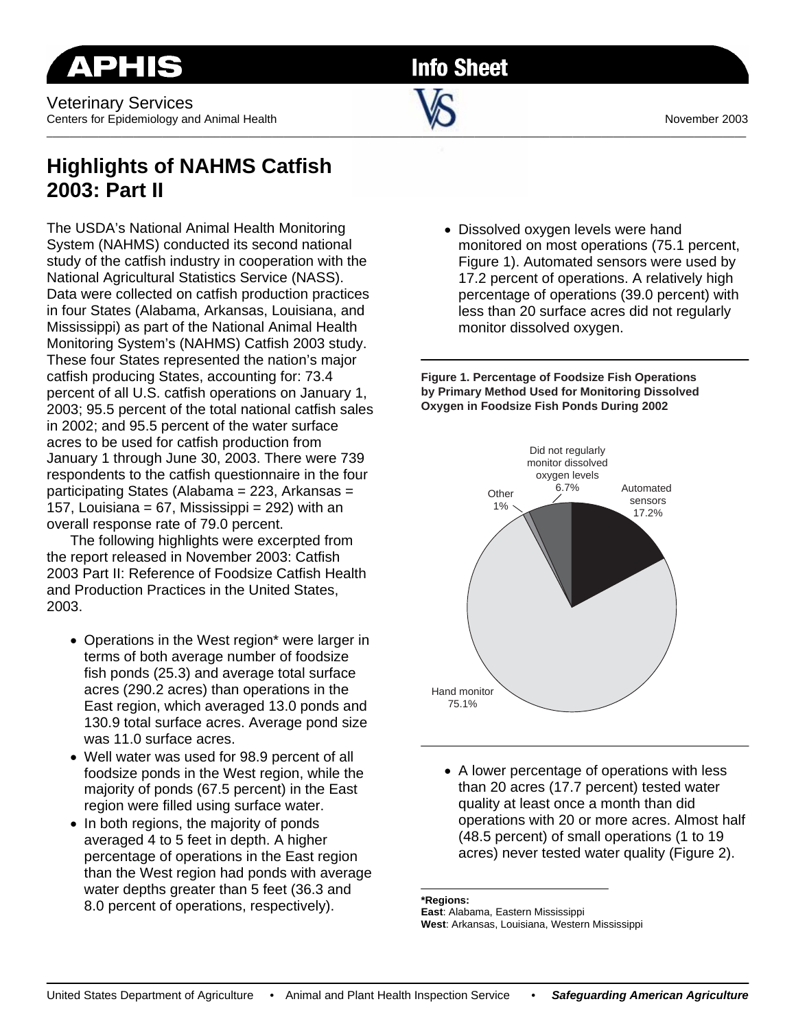**APHIS** **Info Sheet**

Veterinary Services
Centers for Epidemiology and Animal Health

November 2003

# Highlights of NAHMS Catfish 2003: Part II

The USDA's National Animal Health Monitoring System (NAHMS) conducted its second national study of the catfish industry in cooperation with the National Agricultural Statistics Service (NASS). Data were collected on catfish production practices in four States (Alabama, Arkansas, Louisiana, and Mississippi) as part of the National Animal Health Monitoring System's (NAHMS) Catfish 2003 study. These four States represented the nation's major catfish producing States, accounting for: 73.4 percent of all U.S. catfish operations on January 1, 2003; 95.5 percent of the total national catfish sales in 2002; and 95.5 percent of the water surface acres to be used for catfish production from January 1 through June 30, 2003. There were 739 respondents to the catfish questionnaire in the four participating States (Alabama = 223, Arkansas = 157, Louisiana = 67, Mississippi = 292) with an overall response rate of 79.0 percent.

The following highlights were excerpted from the report released in November 2003: Catfish 2003 Part II: Reference of Foodsize Catfish Health and Production Practices in the United States, 2003.

- Operations in the West region* were larger in terms of both average number of foodsize fish ponds (25.3) and average total surface acres (290.2 acres) than operations in the East region, which averaged 13.0 ponds and 130.9 total surface acres. Average pond size was 11.0 surface acres.
- Well water was used for 98.9 percent of all foodsize ponds in the West region, while the majority of ponds (67.5 percent) in the East region were filled using surface water.
- In both regions, the majority of ponds averaged 4 to 5 feet in depth. A higher percentage of operations in the East region than the West region had ponds with average water depths greater than 5 feet (36.3 and 8.0 percent of operations, respectively).
- Dissolved oxygen levels were hand monitored on most operations (75.1 percent, Figure 1). Automated sensors were used by 17.2 percent of operations. A relatively high percentage of operations (39.0 percent) with less than 20 surface acres did not regularly monitor dissolved oxygen.

**Figure 1. Percentage of Foodsize Fish Operations by Primary Method Used for Monitoring Dissolved Oxygen in Foodsize Fish Ponds During 2002**

| Method | Percent |
|---|---|
| Hand monitor | 75.1% |
| Automated sensors | 17.2% |
| Did not regularly monitor dissolved oxygen levels | 6.7% |
| Other | 1% |

- A lower percentage of operations with less than 20 acres (17.7 percent) tested water quality at least once a month than did operations with 20 or more acres. Almost half (48.5 percent) of small operations (1 to 19 acres) never tested water quality (Figure 2).

**\*Regions:**
**East**: Alabama, Eastern Mississippi
**West**: Arkansas, Louisiana, Western Mississippi

United States Department of Agriculture • Animal and Plant Health Inspection Service • ***Safeguarding American Agriculture***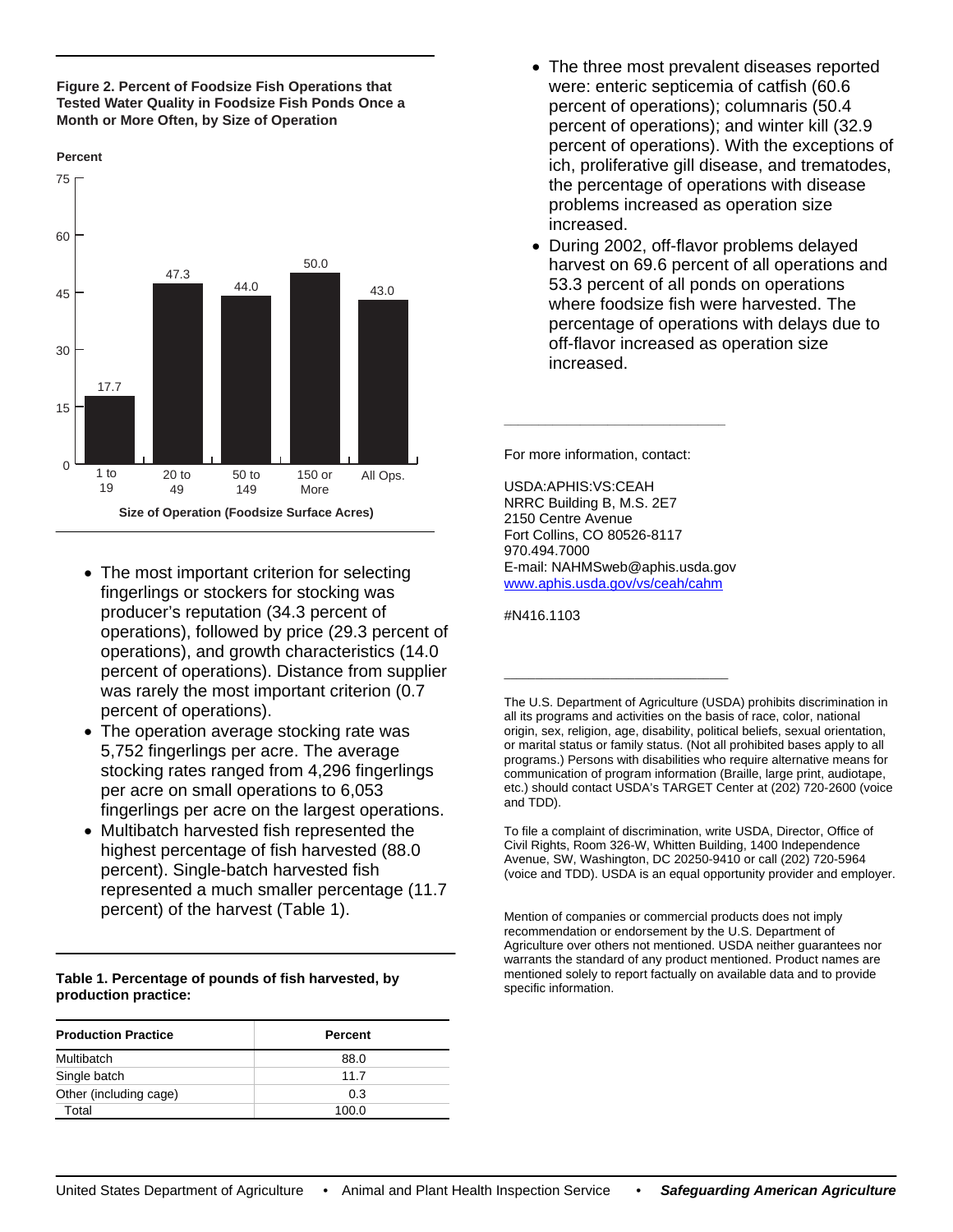**Figure 2. Percent of Foodsize Fish Operations that Tested Water Quality in Foodsize Fish Ponds Once a Month or More Often, by Size of Operation**

Percent

75
60
45
30
15
0

17.7
47.3
44.0
50.0
43.0

1 to 19
20 to 49
50 to 149
150 or More
All Ops.

Size of Operation (Foodsize Surface Acres)

- The most important criterion for selecting fingerlings or stockers for stocking was producer's reputation (34.3 percent of operations), followed by price (29.3 percent of operations), and growth characteristics (14.0 percent of operations). Distance from supplier was rarely the most important criterion (0.7 percent of operations).
- The operation average stocking rate was 5,752 fingerlings per acre. The average stocking rates ranged from 4,296 fingerlings per acre on small operations to 6,053 fingerlings per acre on the largest operations.
- Multibatch harvested fish represented the highest percentage of fish harvested (88.0 percent). Single-batch harvested fish represented a much smaller percentage (11.7 percent) of the harvest (Table 1).

**Table 1. Percentage of pounds of fish harvested, by production practice:**

| Production Practice | Percent |
|---|---|
| Multibatch | 88.0 |
| Single batch | 11.7 |
| Other (including cage) | 0.3 |
| Total | 100.0 |

- The three most prevalent diseases reported were: enteric septicemia of catfish (60.6 percent of operations); columnaris (50.4 percent of operations); and winter kill (32.9 percent of operations). With the exceptions of ich, proliferative gill disease, and trematodes, the percentage of operations with disease problems increased as operation size increased.
- During 2002, off-flavor problems delayed harvest on 69.6 percent of all operations and 53.3 percent of all ponds on operations where foodsize fish were harvested. The percentage of operations with delays due to off-flavor increased as operation size increased.

For more information, contact:

USDA:APHIS:VS:CEAH
NRRC Building B, M.S. 2E7
2150 Centre Avenue
Fort Collins, CO 80526-8117
970.494.7000
E-mail: NAHMSweb@aphis.usda.gov
www.aphis.usda.gov/vs/ceah/cahm

#N416.1103

The U.S. Department of Agriculture (USDA) prohibits discrimination in all its programs and activities on the basis of race, color, national origin, sex, religion, age, disability, political beliefs, sexual orientation, or marital or family status. (Not all prohibited bases apply to all programs.) Persons with disabilities who require alternative means for communication of program information (Braille, large print, audiotape, etc.) should contact USDA's TARGET Center at (202) 720-2600 (voice and TDD).

To file a complaint of discrimination, write USDA, Director, Office of Civil Rights, Room 326-W, Whitten Building, 1400 Independence Avenue, SW, Washington, DC 20250-9410 or call (202) 720-5964 (voice and TDD). USDA is an equal opportunity provider and employer.

Mention of companies or commercial products does not imply recommendation or endorsement by the U.S. Department of Agriculture over others not mentioned. USDA neither guarantees nor warrants the standard of any product mentioned. Product names are mentioned solely to report factually on available data and to provide specific information.